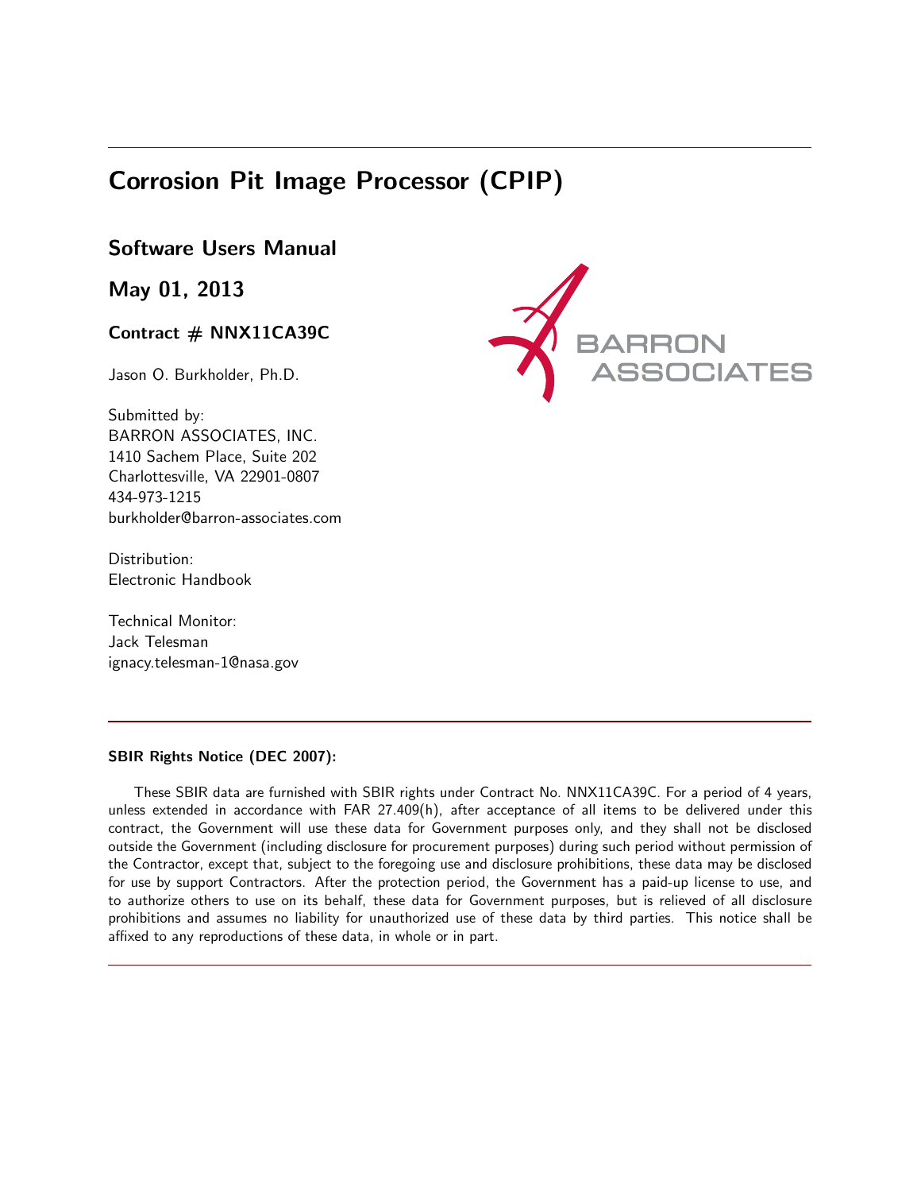# Corrosion Pit Image Processor (CPIP)

## Software Users Manual

## May 01, 2013

### Contract # NNX11CA39C

Jason O. Burkholder, Ph.D.

Submitted by:
BARRON ASSOCIATES, INC.
1410 Sachem Place, Suite 202
Charlottesville, VA 22901-0807
434-973-1215
burkholder@barron-associates.com

Distribution:
Electronic Handbook

Technical Monitor:
Jack Telesman
ignacy.telesman-1@nasa.gov

BARRON ASSOCIATES

---

**SBIR Rights Notice (DEC 2007):**

These SBIR data are furnished with SBIR rights under Contract No. NNX11CA39C. For a period of 4 years, unless extended in accordance with FAR 27.409(h), after acceptance of all items to be delivered under this contract, the Government will use these data for Government purposes only, and they shall not be disclosed outside the Government (including disclosure for procurement purposes) during such period without permission of the Contractor, except that, subject to the foregoing use and disclosure prohibitions, these data may be disclosed for use by support Contractors. After the protection period, the Government has a paid-up license to use, and to authorize others to use on its behalf, these data for Government purposes, but is relieved of all disclosure prohibitions and assumes no liability for unauthorized use of these data by third parties. This notice shall be affixed to any reproductions of these data, in whole or in part.

---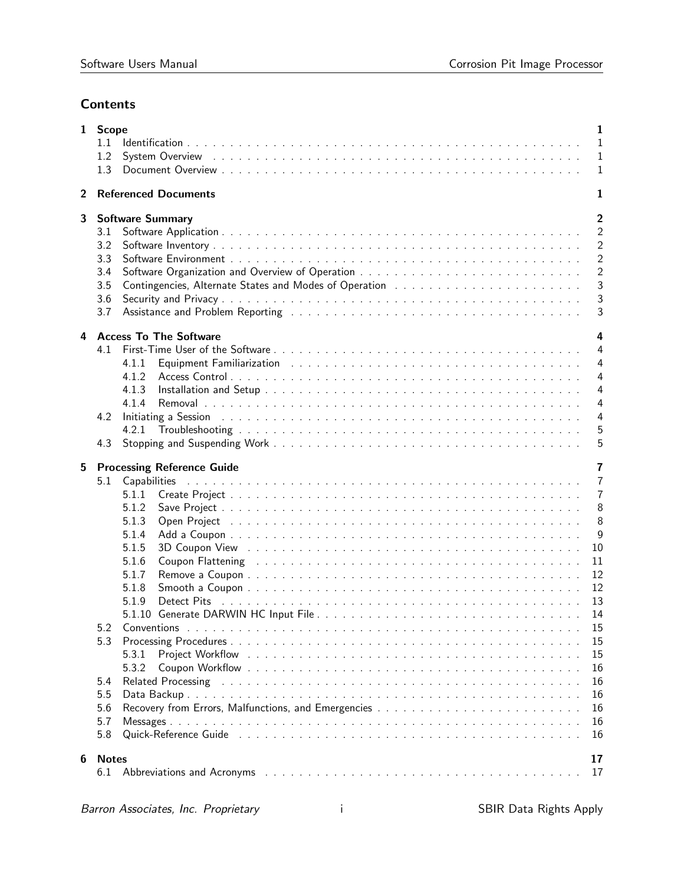## Contents

**1 Scope** **1**
- 1.1 Identification . . . 1
- 1.2 System Overview . . . 1
- 1.3 Document Overview . . . 1

**2 Referenced Documents** **1**

**3 Software Summary** **2**
- 3.1 Software Application . . . 2
- 3.2 Software Inventory . . . 2
- 3.3 Software Environment . . . 2
- 3.4 Software Organization and Overview of Operation . . . 2
- 3.5 Contingencies, Alternate States and Modes of Operation . . . 3
- 3.6 Security and Privacy . . . 3
- 3.7 Assistance and Problem Reporting . . . 3

**4 Access To The Software** **4**
- 4.1 First-Time User of the Software . . . 4
  - 4.1.1 Equipment Familiarization . . . 4
  - 4.1.2 Access Control . . . 4
  - 4.1.3 Installation and Setup . . . 4
  - 4.1.4 Removal . . . 4
- 4.2 Initiating a Session . . . 4
  - 4.2.1 Troubleshooting . . . 5
- 4.3 Stopping and Suspending Work . . . 5

**5 Processing Reference Guide** **7**
- 5.1 Capabilities . . . 7
  - 5.1.1 Create Project . . . 7
  - 5.1.2 Save Project . . . 8
  - 5.1.3 Open Project . . . 8
  - 5.1.4 Add a Coupon . . . 9
  - 5.1.5 3D Coupon View . . . 10
  - 5.1.6 Coupon Flattening . . . 11
  - 5.1.7 Remove a Coupon . . . 12
  - 5.1.8 Smooth a Coupon . . . 12
  - 5.1.9 Detect Pits . . . 13
  - 5.1.10 Generate DARWIN HC Input File . . . 14
- 5.2 Conventions . . . 15
- 5.3 Processing Procedures . . . 15
  - 5.3.1 Project Workflow . . . 15
  - 5.3.2 Coupon Workflow . . . 16
- 5.4 Related Processing . . . 16
- 5.5 Data Backup . . . 16
- 5.6 Recovery from Errors, Malfunctions, and Emergencies . . . 16
- 5.7 Messages . . . 16
- 5.8 Quick-Reference Guide . . . 16

**6 Notes** **17**
- 6.1 Abbreviations and Acronyms . . . 17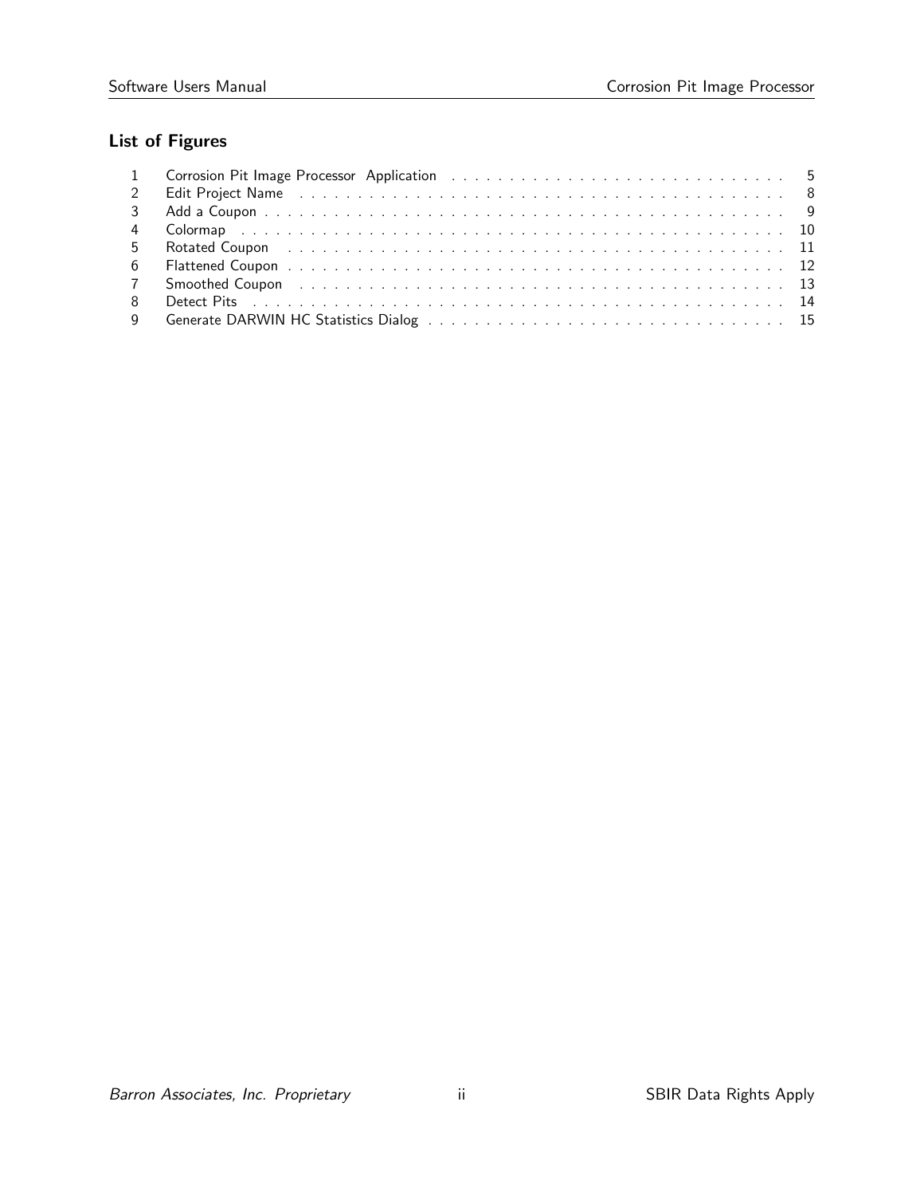## List of Figures

| | | |
|---|---|---|
| 1 | Corrosion Pit Image Processor Application | 5 |
| 2 | Edit Project Name | 8 |
| 3 | Add a Coupon | 9 |
| 4 | Colormap | 10 |
| 5 | Rotated Coupon | 11 |
| 6 | Flattened Coupon | 12 |
| 7 | Smoothed Coupon | 13 |
| 8 | Detect Pits | 14 |
| 9 | Generate DARWIN HC Statistics Dialog | 15 |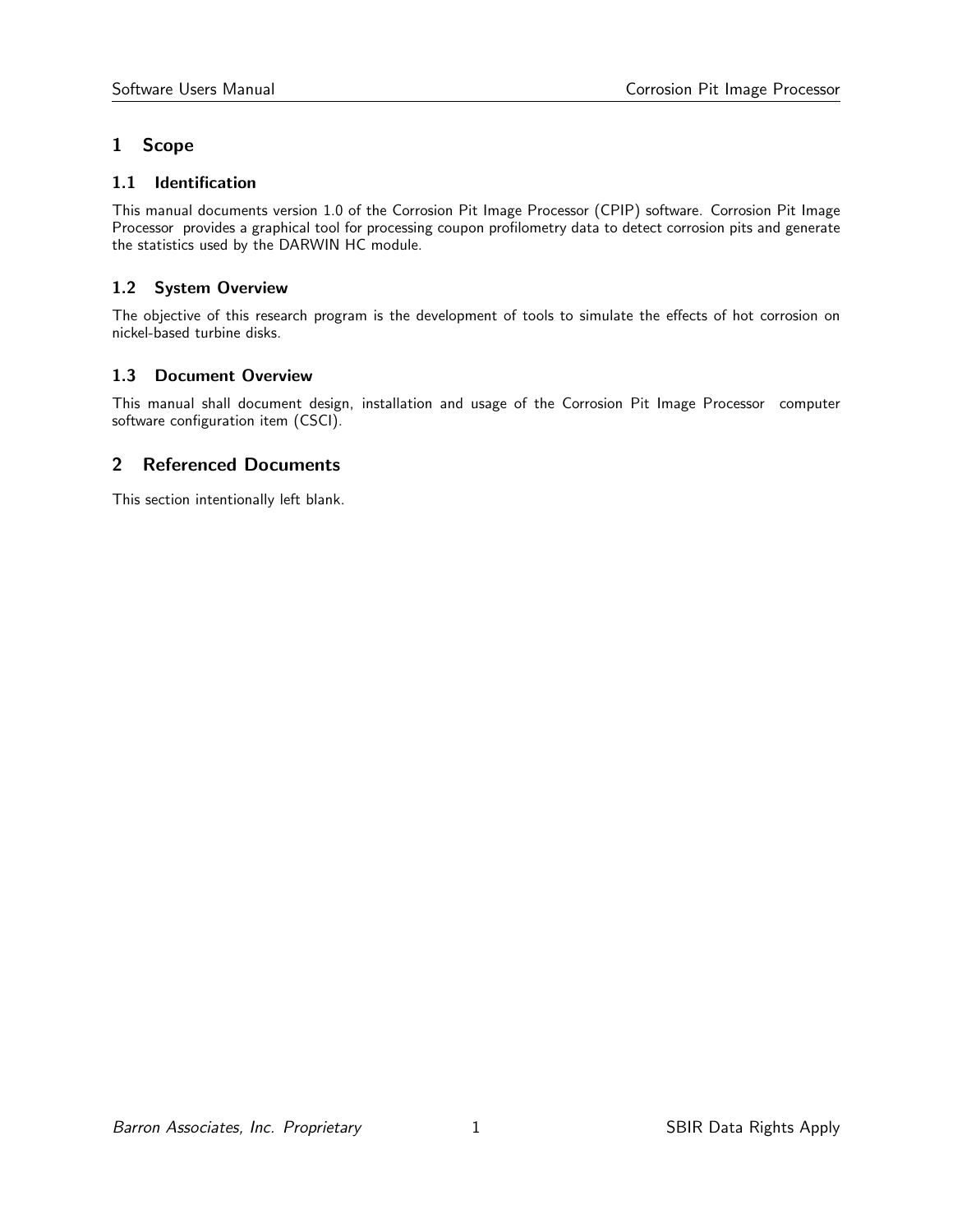# 1 Scope

## 1.1 Identification

This manual documents version 1.0 of the Corrosion Pit Image Processor (CPIP) software. Corrosion Pit Image Processor provides a graphical tool for processing coupon profilometry data to detect corrosion pits and generate the statistics used by the DARWIN HC module.

## 1.2 System Overview

The objective of this research program is the development of tools to simulate the effects of hot corrosion on nickel-based turbine disks.

## 1.3 Document Overview

This manual shall document design, installation and usage of the Corrosion Pit Image Processor computer software configuration item (CSCI).

# 2 Referenced Documents

This section intentionally left blank.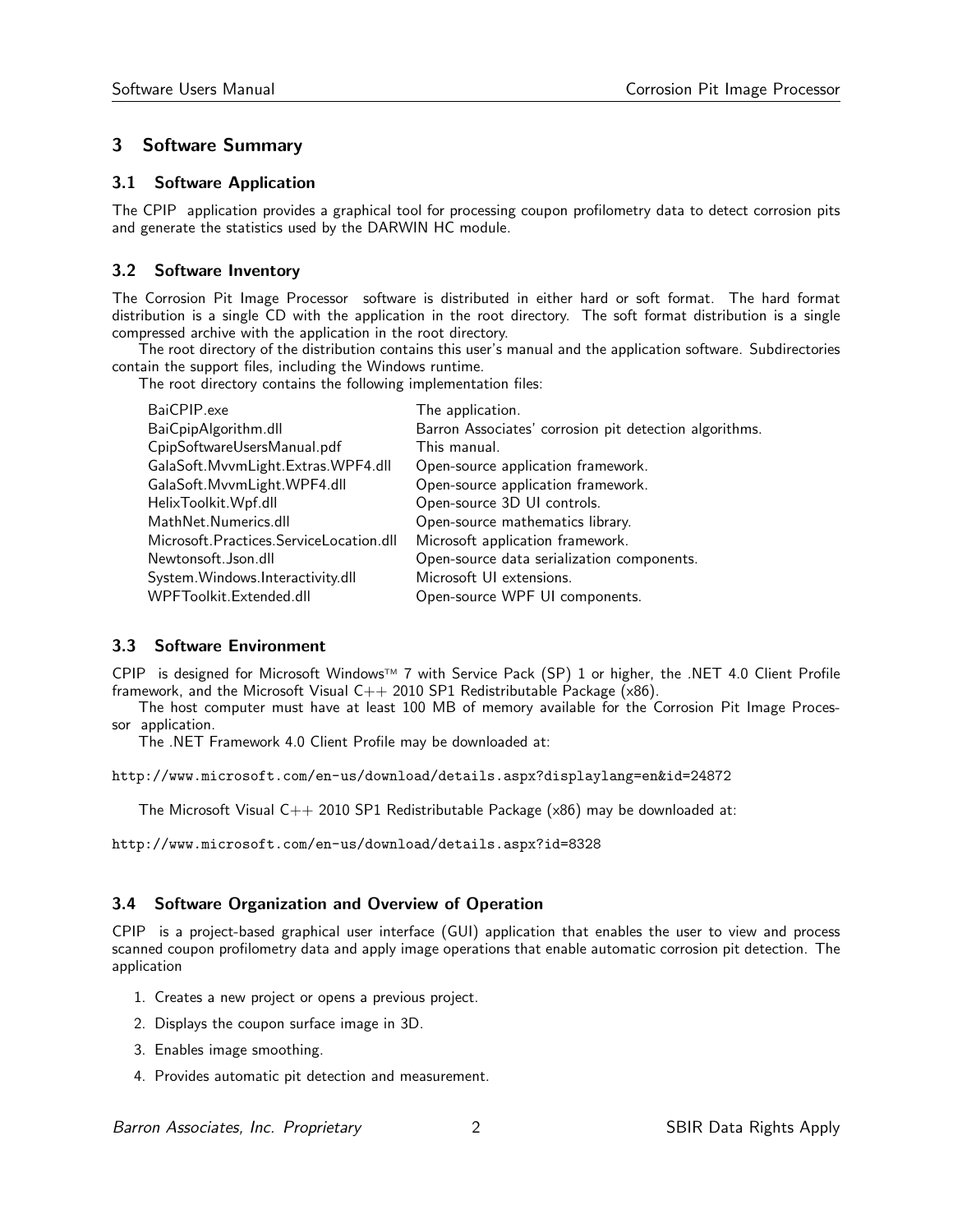## 3 Software Summary

### 3.1 Software Application

The CPIP application provides a graphical tool for processing coupon profilometry data to detect corrosion pits and generate the statistics used by the DARWIN HC module.

### 3.2 Software Inventory

The Corrosion Pit Image Processor software is distributed in either hard or soft format. The hard format distribution is a single CD with the application in the root directory. The soft format distribution is a single compressed archive with the application in the root directory.

The root directory of the distribution contains this user's manual and the application software. Subdirectories contain the support files, including the Windows runtime.

The root directory contains the following implementation files:

| | |
|---|---|
| BaiCPIP.exe | The application. |
| BaiCpipAlgorithm.dll | Barron Associates' corrosion pit detection algorithms. |
| CpipSoftwareUsersManual.pdf | This manual. |
| GalaSoft.MvvmLight.Extras.WPF4.dll | Open-source application framework. |
| GalaSoft.MvvmLight.WPF4.dll | Open-source application framework. |
| HelixToolkit.Wpf.dll | Open-source 3D UI controls. |
| MathNet.Numerics.dll | Open-source mathematics library. |
| Microsoft.Practices.ServiceLocation.dll | Microsoft application framework. |
| Newtonsoft.Json.dll | Open-source data serialization components. |
| System.Windows.Interactivity.dll | Microsoft UI extensions. |
| WPFToolkit.Extended.dll | Open-source WPF UI components. |

### 3.3 Software Environment

CPIP is designed for Microsoft Windows™ 7 with Service Pack (SP) 1 or higher, the .NET 4.0 Client Profile framework, and the Microsoft Visual C++ 2010 SP1 Redistributable Package (x86).

The host computer must have at least 100 MB of memory available for the Corrosion Pit Image Processor application.

The .NET Framework 4.0 Client Profile may be downloaded at:

```
http://www.microsoft.com/en-us/download/details.aspx?displaylang=en&id=24872
```

The Microsoft Visual C++ 2010 SP1 Redistributable Package (x86) may be downloaded at:

```
http://www.microsoft.com/en-us/download/details.aspx?id=8328
```

### 3.4 Software Organization and Overview of Operation

CPIP is a project-based graphical user interface (GUI) application that enables the user to view and process scanned coupon profilometry data and apply image operations that enable automatic corrosion pit detection. The application

1. Creates a new project or opens a previous project.
2. Displays the coupon surface image in 3D.
3. Enables image smoothing.
4. Provides automatic pit detection and measurement.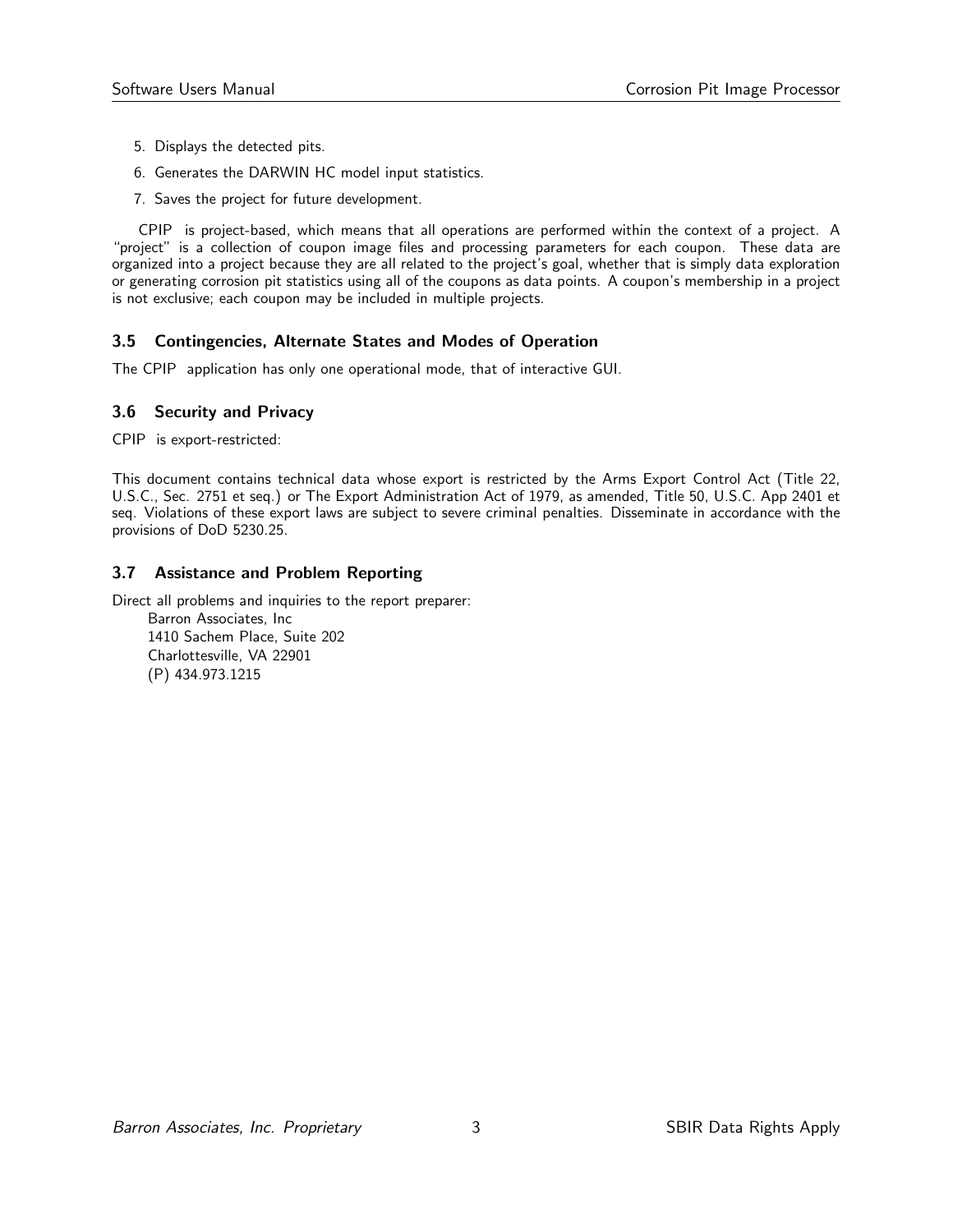5. Displays the detected pits.
6. Generates the DARWIN HC model input statistics.
7. Saves the project for future development.

CPIP is project-based, which means that all operations are performed within the context of a project. A "project" is a collection of coupon image files and processing parameters for each coupon. These data are organized into a project because they are all related to the project's goal, whether that is simply data exploration or generating corrosion pit statistics using all of the coupons as data points. A coupon's membership in a project is not exclusive; each coupon may be included in multiple projects.

### 3.5 Contingencies, Alternate States and Modes of Operation

The CPIP application has only one operational mode, that of interactive GUI.

### 3.6 Security and Privacy

CPIP is export-restricted:

This document contains technical data whose export is restricted by the Arms Export Control Act (Title 22, U.S.C., Sec. 2751 et seq.) or The Export Administration Act of 1979, as amended, Title 50, U.S.C. App 2401 et seq. Violations of these export laws are subject to severe criminal penalties. Disseminate in accordance with the provisions of DoD 5230.25.

### 3.7 Assistance and Problem Reporting

Direct all problems and inquiries to the report preparer:

Barron Associates, Inc
1410 Sachem Place, Suite 202
Charlottesville, VA 22901
(P) 434.973.1215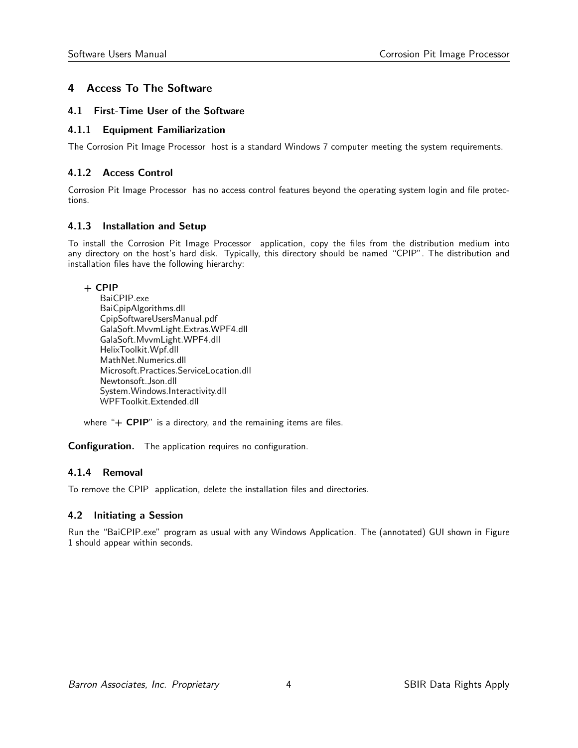# 4 Access To The Software

## 4.1 First-Time User of the Software

### 4.1.1 Equipment Familiarization

The Corrosion Pit Image Processor host is a standard Windows 7 computer meeting the system requirements.

### 4.1.2 Access Control

Corrosion Pit Image Processor has no access control features beyond the operating system login and file protections.

### 4.1.3 Installation and Setup

To install the Corrosion Pit Image Processor application, copy the files from the distribution medium into any directory on the host's hard disk. Typically, this directory should be named "CPIP". The distribution and installation files have the following hierarchy:

**+ CPIP**
- BaiCPIP.exe
- BaiCpipAlgorithms.dll
- CpipSoftwareUsersManual.pdf
- GalaSoft.MvvmLight.Extras.WPF4.dll
- GalaSoft.MvvmLight.WPF4.dll
- HelixToolkit.Wpf.dll
- MathNet.Numerics.dll
- Microsoft.Practices.ServiceLocation.dll
- Newtonsoft.Json.dll
- System.Windows.Interactivity.dll
- WPFToolkit.Extended.dll

where "**+ CPIP**" is a directory, and the remaining items are files.

**Configuration.** The application requires no configuration.

### 4.1.4 Removal

To remove the CPIP application, delete the installation files and directories.

## 4.2 Initiating a Session

Run the "BaiCPIP.exe" program as usual with any Windows Application. The (annotated) GUI shown in Figure 1 should appear within seconds.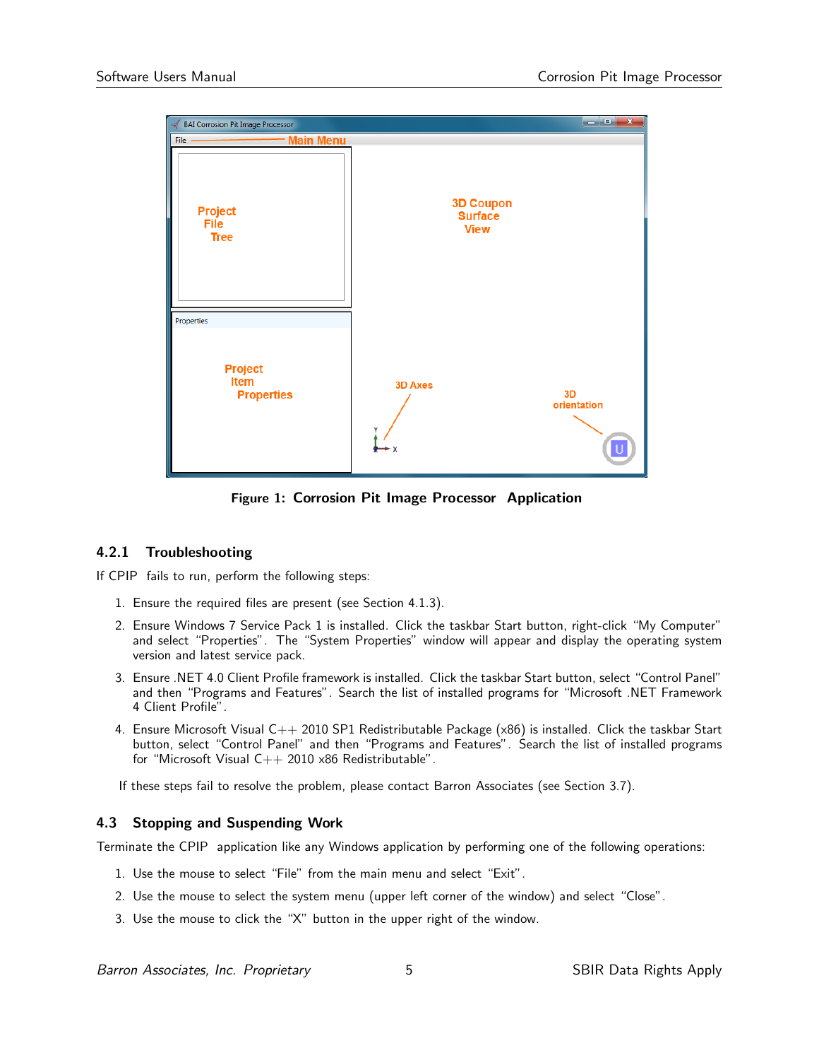Figure 1: Corrosion Pit Image Processor Application

### 4.2.1 Troubleshooting

If CPIP fails to run, perform the following steps:

1. Ensure the required files are present (see Section 4.1.3).
2. Ensure Windows 7 Service Pack 1 is installed. Click the taskbar Start button, right-click "My Computer" and select "Properties". The "System Properties" window will appear and display the operating system version and latest service pack.
3. Ensure .NET 4.0 Client Profile framework is installed. Click the taskbar Start button, select "Control Panel" and then "Programs and Features". Search the list of installed programs for "Microsoft .NET Framework 4 Client Profile".
4. Ensure Microsoft Visual C++ 2010 SP1 Redistributable Package (x86) is installed. Click the taskbar Start button, select "Control Panel" and then "Programs and Features". Search the list of installed programs for "Microsoft Visual C++ 2010 x86 Redistributable".

If these steps fail to resolve the problem, please contact Barron Associates (see Section 3.7).

## 4.3 Stopping and Suspending Work

Terminate the CPIP application like any Windows application by performing one of the following operations:

1. Use the mouse to select "File" from the main menu and select "Exit".
2. Use the mouse to select the system menu (upper left corner of the window) and select "Close".
3. Use the mouse to click the "X" button in the upper right of the window.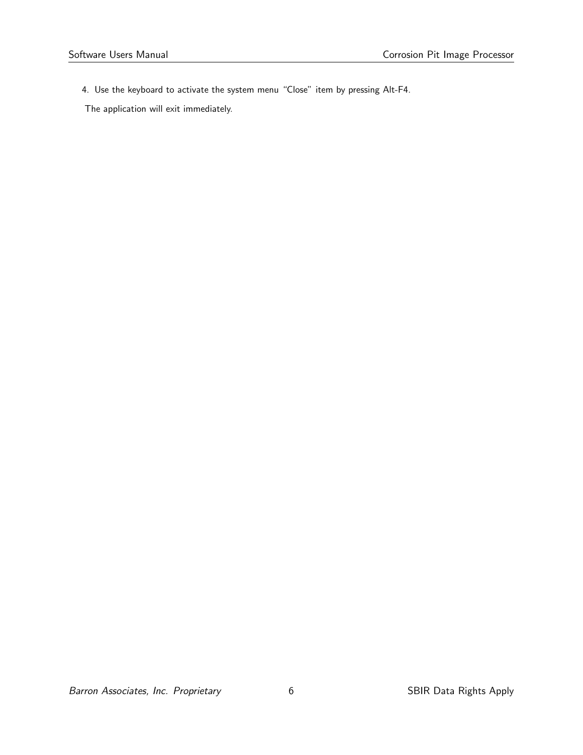4. Use the keyboard to activate the system menu "Close" item by pressing Alt-F4.

   The application will exit immediately.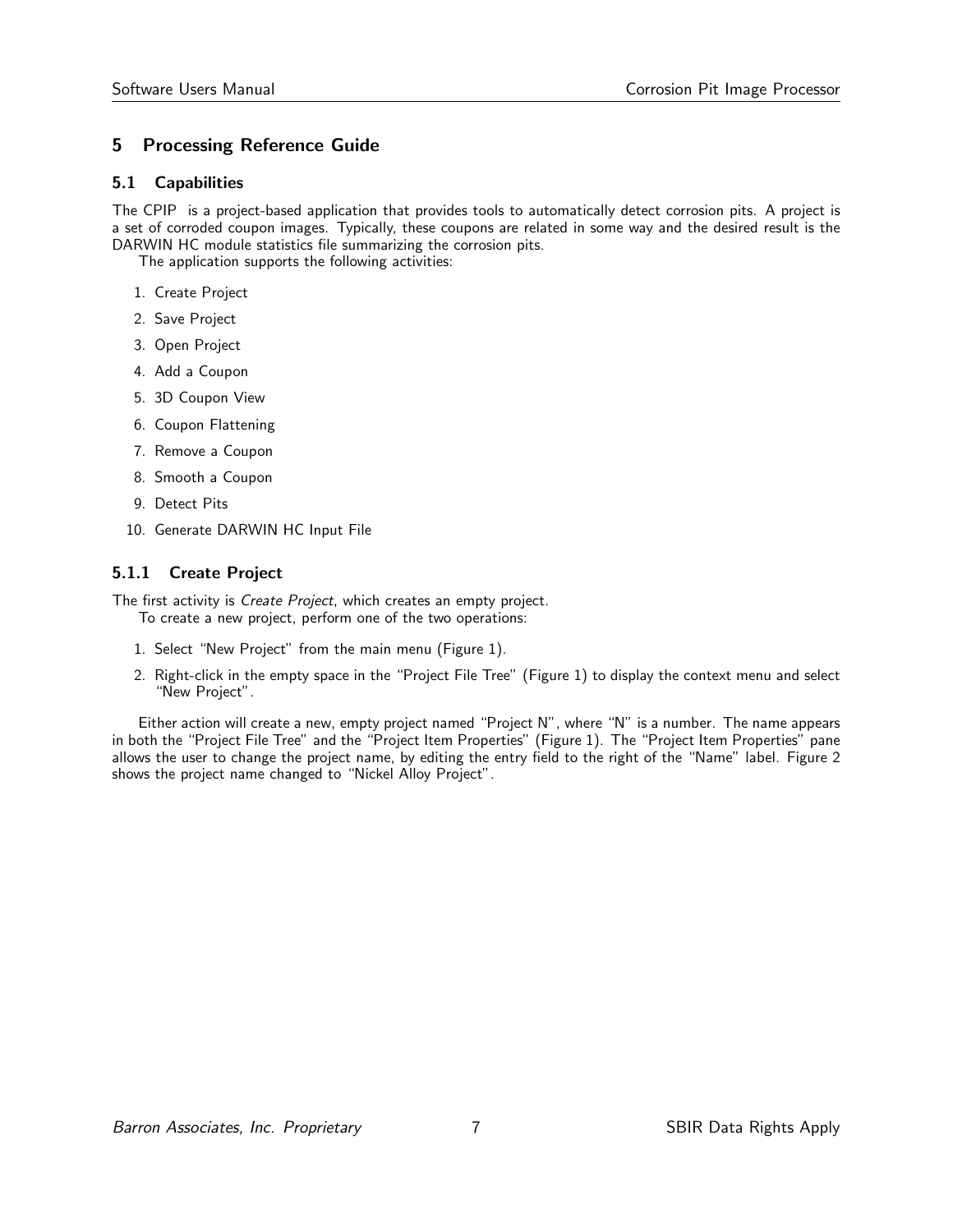# 5 Processing Reference Guide

## 5.1 Capabilities

The CPIP  is a project-based application that provides tools to automatically detect corrosion pits. A project is a set of corroded coupon images. Typically, these coupons are related in some way and the desired result is the DARWIN HC module statistics file summarizing the corrosion pits.

The application supports the following activities:

1. Create Project
2. Save Project
3. Open Project
4. Add a Coupon
5. 3D Coupon View
6. Coupon Flattening
7. Remove a Coupon
8. Smooth a Coupon
9. Detect Pits
10. Generate DARWIN HC Input File

### 5.1.1 Create Project

The first activity is *Create Project*, which creates an empty project.

To create a new project, perform one of the two operations:

1. Select "New Project" from the main menu (Figure 1).
2. Right-click in the empty space in the "Project File Tree" (Figure 1) to display the context menu and select "New Project".

Either action will create a new, empty project named "Project N", where "N" is a number. The name appears in both the "Project File Tree" and the "Project Item Properties" (Figure 1). The "Project Item Properties" pane allows the user to change the project name, by editing the entry field to the right of the "Name" label. Figure 2 shows the project name changed to "Nickel Alloy Project".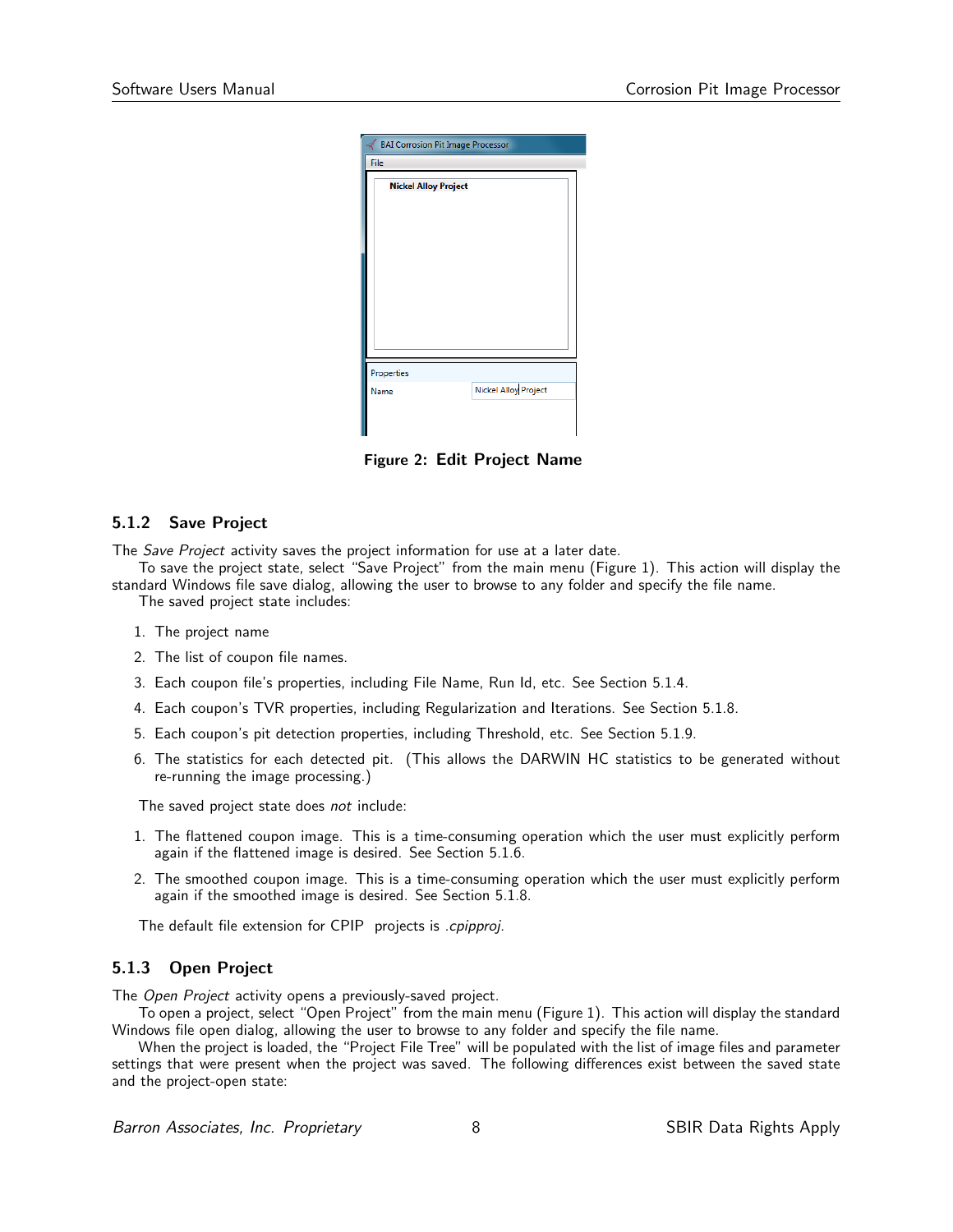**Figure 2: Edit Project Name**

### 5.1.2 Save Project

The *Save Project* activity saves the project information for use at a later date.

To save the project state, select "Save Project" from the main menu (Figure 1). This action will display the standard Windows file save dialog, allowing the user to browse to any folder and specify the file name.

The saved project state includes:

1. The project name
2. The list of coupon file names.
3. Each coupon file's properties, including File Name, Run Id, etc. See Section 5.1.4.
4. Each coupon's TVR properties, including Regularization and Iterations. See Section 5.1.8.
5. Each coupon's pit detection properties, including Threshold, etc. See Section 5.1.9.
6. The statistics for each detected pit. (This allows the DARWIN HC statistics to be generated without re-running the image processing.)

The saved project state does *not* include:

1. The flattened coupon image. This is a time-consuming operation which the user must explicitly perform again if the flattened image is desired. See Section 5.1.6.
2. The smoothed coupon image. This is a time-consuming operation which the user must explicitly perform again if the smoothed image is desired. See Section 5.1.8.

The default file extension for CPIP projects is *.cpipproj*.

### 5.1.3 Open Project

The *Open Project* activity opens a previously-saved project.

To open a project, select "Open Project" from the main menu (Figure 1). This action will display the standard Windows file open dialog, allowing the user to browse to any folder and specify the file name.

When the project is loaded, the "Project File Tree" will be populated with the list of image files and parameter settings that were present when the project was saved. The following differences exist between the saved state and the project-open state: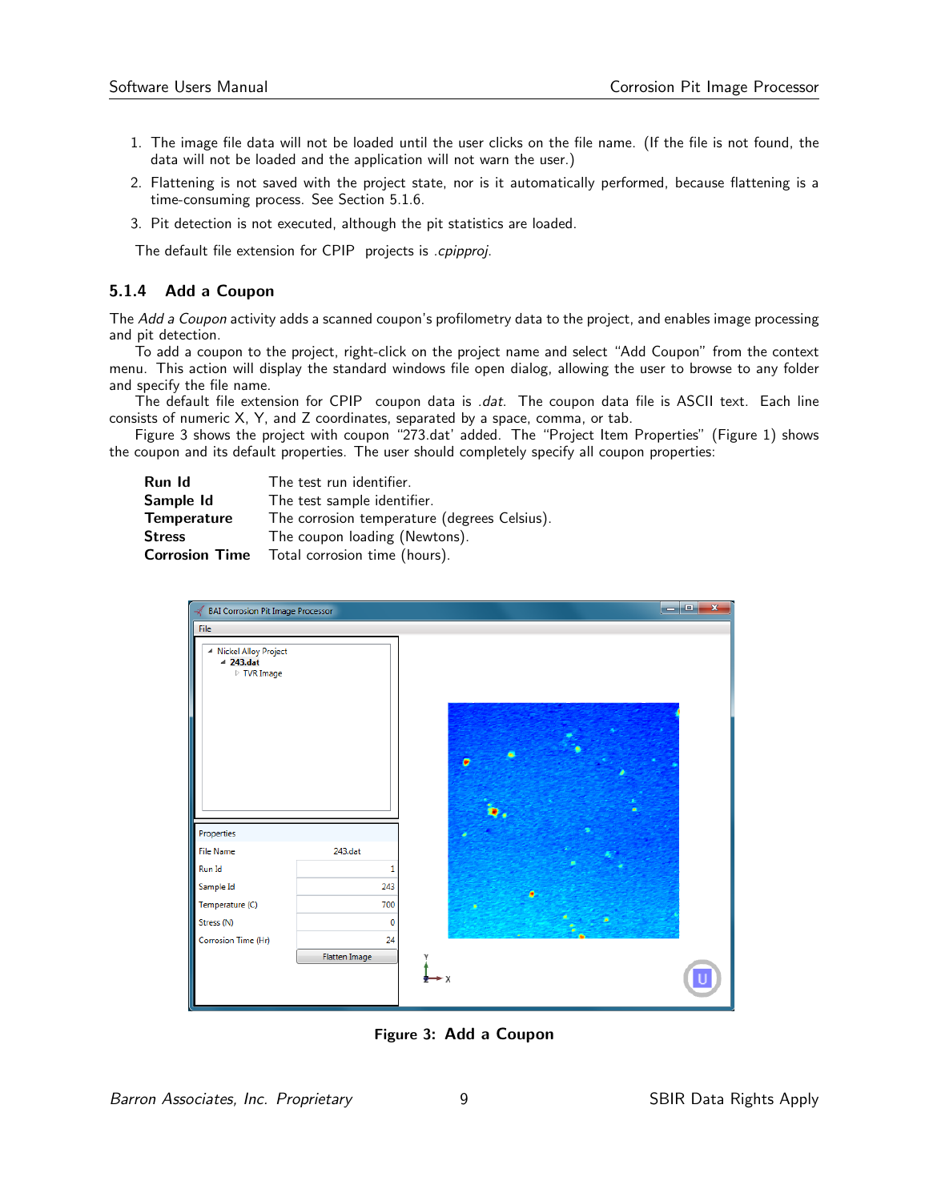1. The image file data will not be loaded until the user clicks on the file name. (If the file is not found, the data will not be loaded and the application will not warn the user.)
2. Flattening is not saved with the project state, nor is it automatically performed, because flattening is a time-consuming process. See Section 5.1.6.
3. Pit detection is not executed, although the pit statistics are loaded.

The default file extension for CPIP projects is *.cpipproj*.

### 5.1.4 Add a Coupon

The *Add a Coupon* activity adds a scanned coupon's profilometry data to the project, and enables image processing and pit detection.

To add a coupon to the project, right-click on the project name and select "Add Coupon" from the context menu. This action will display the standard windows file open dialog, allowing the user to browse to any folder and specify the file name.

The default file extension for CPIP coupon data is *.dat*. The coupon data file is ASCII text. Each line consists of numeric X, Y, and Z coordinates, separated by a space, comma, or tab.

Figure 3 shows the project with coupon "273.dat' added. The "Project Item Properties" (Figure 1) shows the coupon and its default properties. The user should completely specify all coupon properties:

| | |
|---|---|
| **Run Id** | The test run identifier. |
| **Sample Id** | The test sample identifier. |
| **Temperature** | The corrosion temperature (degrees Celsius). |
| **Stress** | The coupon loading (Newtons). |
| **Corrosion Time** | Total corrosion time (hours). |

**Figure 3: Add a Coupon**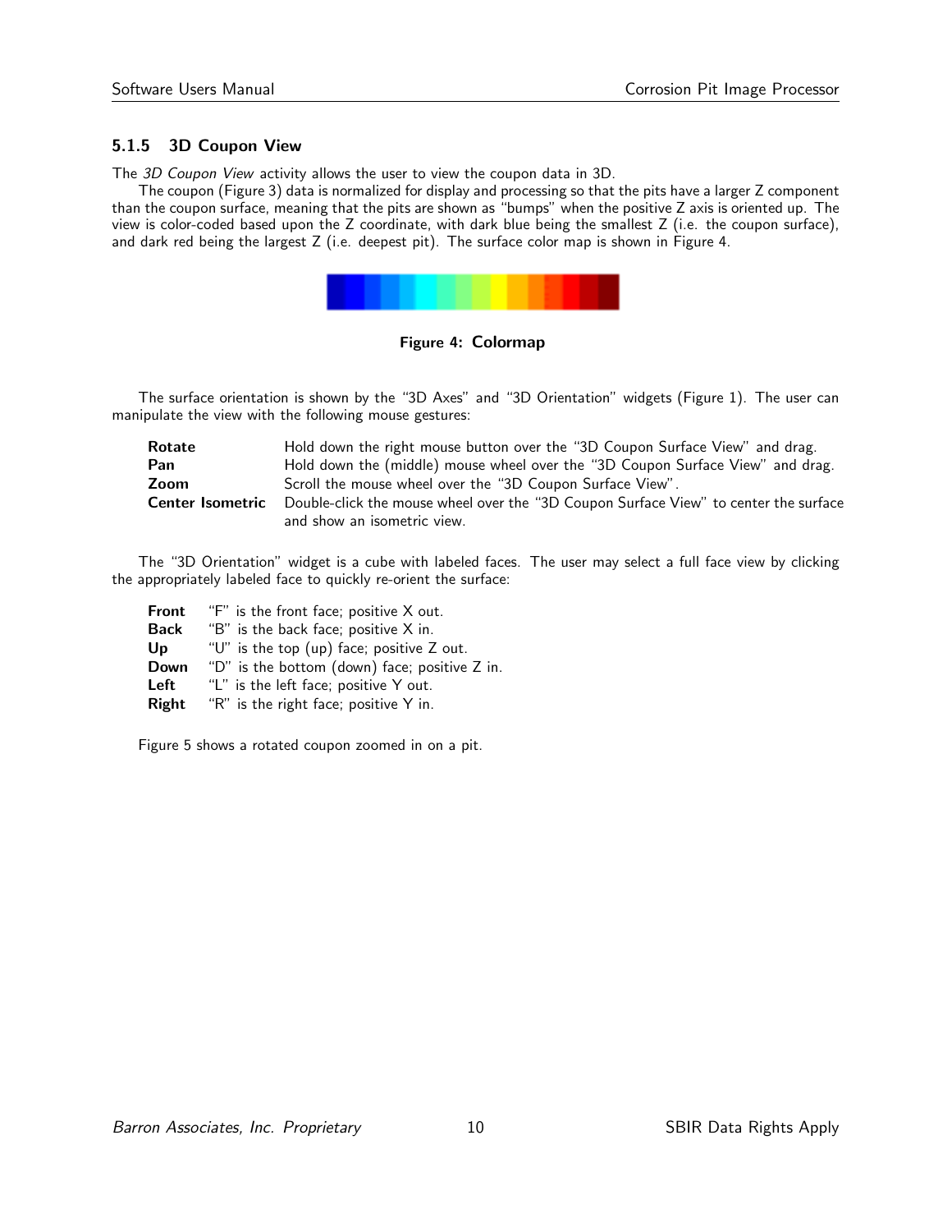### 5.1.5 3D Coupon View

The *3D Coupon View* activity allows the user to view the coupon data in 3D.

The coupon (Figure 3) data is normalized for display and processing so that the pits have a larger Z component than the coupon surface, meaning that the pits are shown as "bumps" when the positive Z axis is oriented up. The view is color-coded based upon the Z coordinate, with dark blue being the smallest Z (i.e. the coupon surface), and dark red being the largest Z (i.e. deepest pit). The surface color map is shown in Figure 4.

**Figure 4: Colormap**

The surface orientation is shown by the "3D Axes" and "3D Orientation" widgets (Figure 1). The user can manipulate the view with the following mouse gestures:

| | |
|---|---|
| **Rotate** | Hold down the right mouse button over the "3D Coupon Surface View" and drag. |
| **Pan** | Hold down the (middle) mouse wheel over the "3D Coupon Surface View" and drag. |
| **Zoom** | Scroll the mouse wheel over the "3D Coupon Surface View". |
| **Center Isometric** | Double-click the mouse wheel over the "3D Coupon Surface View" to center the surface and show an isometric view. |

The "3D Orientation" widget is a cube with labeled faces. The user may select a full face view by clicking the appropriately labeled face to quickly re-orient the surface:

| | |
|---|---|
| **Front** | "F" is the front face; positive X out. |
| **Back** | "B" is the back face; positive X in. |
| **Up** | "U" is the top (up) face; positive Z out. |
| **Down** | "D" is the bottom (down) face; positive Z in. |
| **Left** | "L" is the left face; positive Y out. |
| **Right** | "R" is the right face; positive Y in. |

Figure 5 shows a rotated coupon zoomed in on a pit.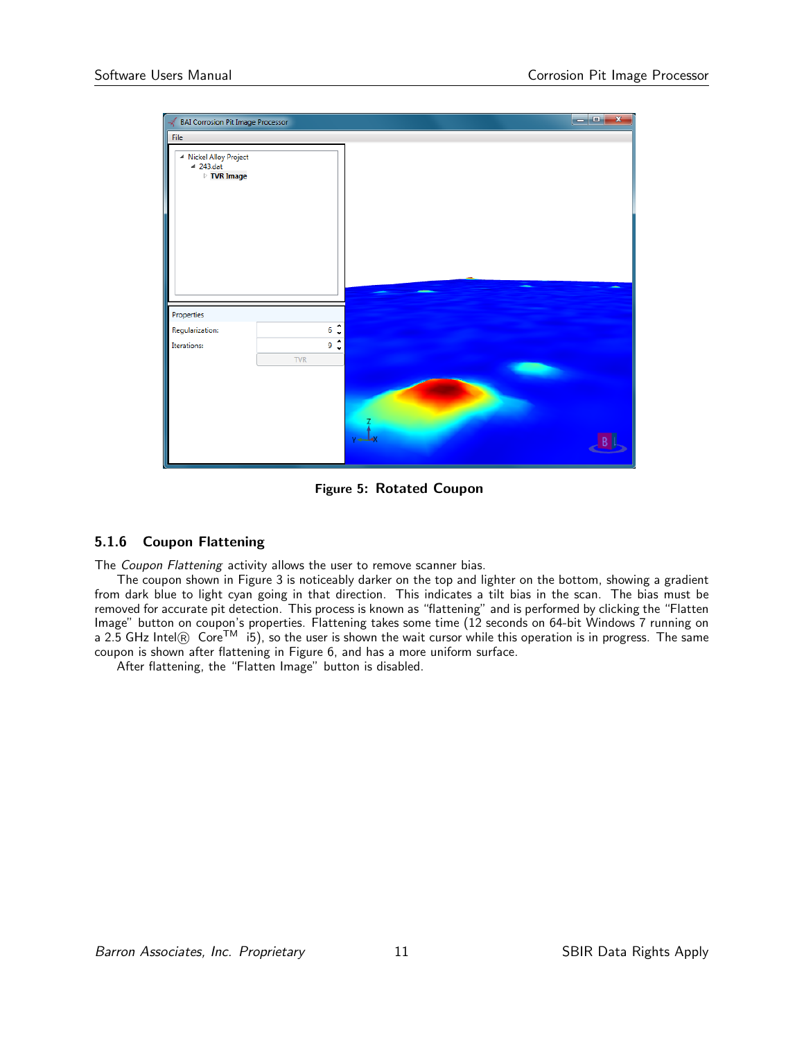Figure 5: Rotated Coupon

### 5.1.6 Coupon Flattening

The *Coupon Flattening* activity allows the user to remove scanner bias.

The coupon shown in Figure 3 is noticeably darker on the top and lighter on the bottom, showing a gradient from dark blue to light cyan going in that direction. This indicates a tilt bias in the scan. The bias must be removed for accurate pit detection. This process is known as "flattening" and is performed by clicking the "Flatten Image" button on coupon's properties. Flattening takes some time (12 seconds on 64-bit Windows 7 running on a 2.5 GHz Intel® Core™ i5), so the user is shown the wait cursor while this operation is in progress. The same coupon is shown after flattening in Figure 6, and has a more uniform surface.

After flattening, the "Flatten Image" button is disabled.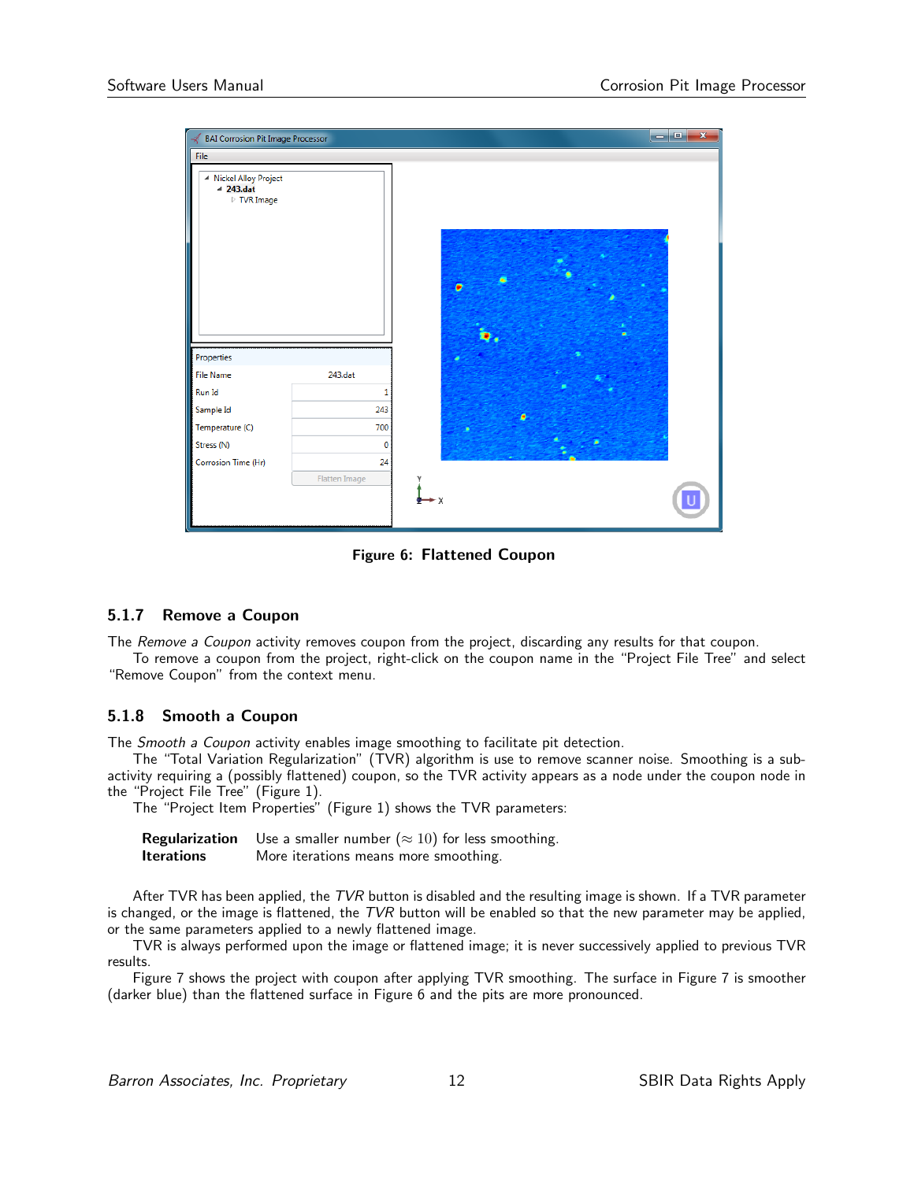Figure 6: Flattened Coupon

### 5.1.7 Remove a Coupon

The *Remove a Coupon* activity removes coupon from the project, discarding any results for that coupon.

To remove a coupon from the project, right-click on the coupon name in the "Project File Tree" and select "Remove Coupon" from the context menu.

### 5.1.8 Smooth a Coupon

The *Smooth a Coupon* activity enables image smoothing to facilitate pit detection.

The "Total Variation Regularization" (TVR) algorithm is use to remove scanner noise. Smoothing is a sub-activity requiring a (possibly flattened) coupon, so the TVR activity appears as a node under the coupon node in the "Project File Tree" (Figure 1).

The "Project Item Properties" (Figure 1) shows the TVR parameters:

**Regularization** Use a smaller number ($\approx 10$) for less smoothing.

**Iterations** More iterations means more smoothing.

After TVR has been applied, the *TVR* button is disabled and the resulting image is shown. If a TVR parameter is changed, or the image is flattened, the *TVR* button will be enabled so that the new parameter may be applied, or the same parameters applied to a newly flattened image.

TVR is always performed upon the image or flattened image; it is never successively applied to previous TVR results.

Figure 7 shows the project with coupon after applying TVR smoothing. The surface in Figure 7 is smoother (darker blue) than the flattened surface in Figure 6 and the pits are more pronounced.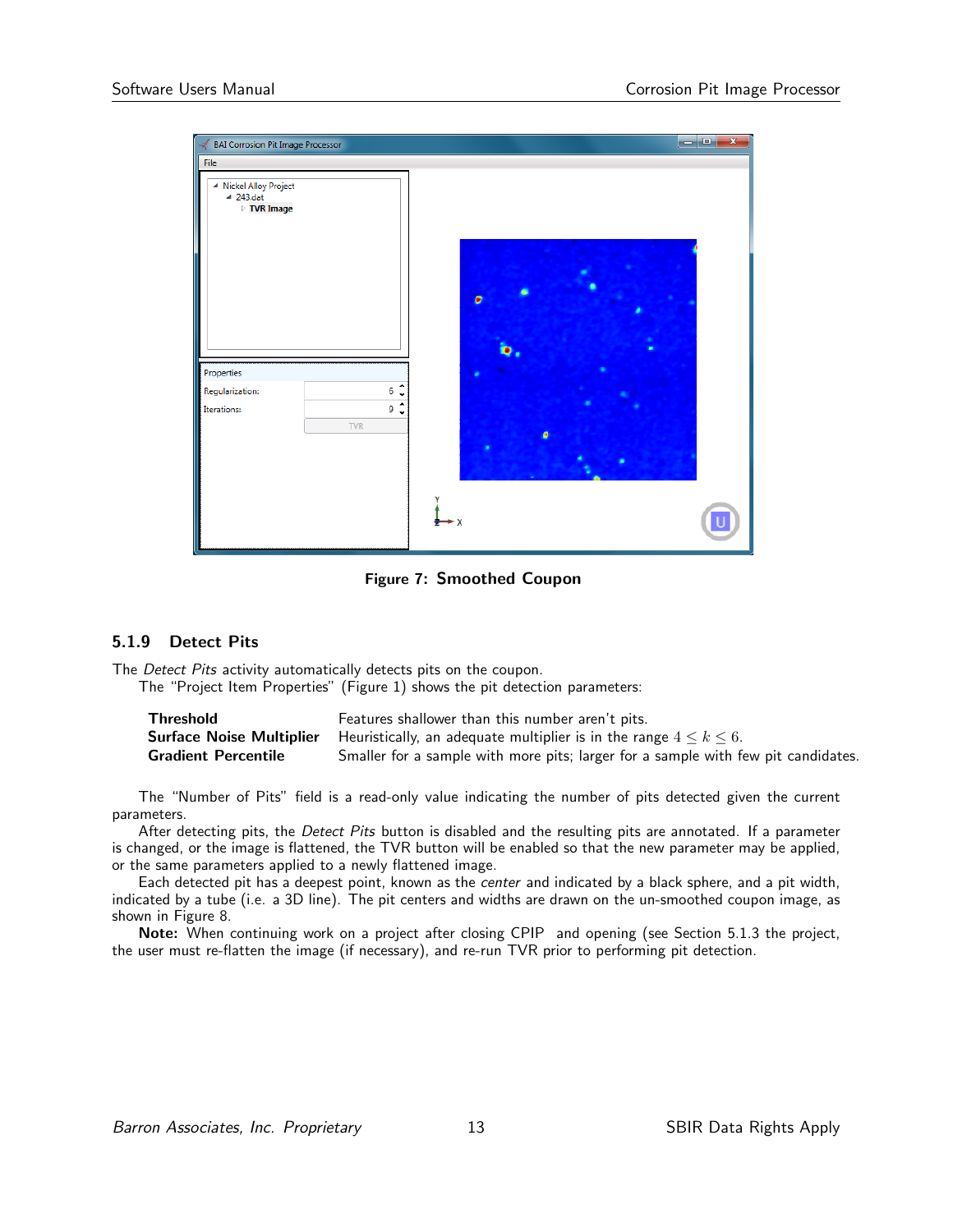Figure 7: **Smoothed Coupon**

### 5.1.9 Detect Pits

The *Detect Pits* activity automatically detects pits on the coupon.

The "Project Item Properties" (Figure 1) shows the pit detection parameters:

| | |
|---|---|
| **Threshold** | Features shallower than this number aren't pits. |
| **Surface Noise Multiplier** | Heuristically, an adequate multiplier is in the range $4 \leq k \leq 6$. |
| **Gradient Percentile** | Smaller for a sample with more pits; larger for a sample with few pit candidates. |

The "Number of Pits" field is a read-only value indicating the number of pits detected given the current parameters.

After detecting pits, the *Detect Pits* button is disabled and the resulting pits are annotated. If a parameter is changed, or the image is flattened, the TVR button will be enabled so that the new parameter may be applied, or the same parameters applied to a newly flattened image.

Each detected pit has a deepest point, known as the *center* and indicated by a black sphere, and a pit width, indicated by a tube (i.e. a 3D line). The pit centers and widths are drawn on the un-smoothed coupon image, as shown in Figure 8.

**Note:** When continuing work on a project after closing CPIP and opening (see Section 5.1.3 the project, the user must re-flatten the image (if necessary), and re-run TVR prior to performing pit detection.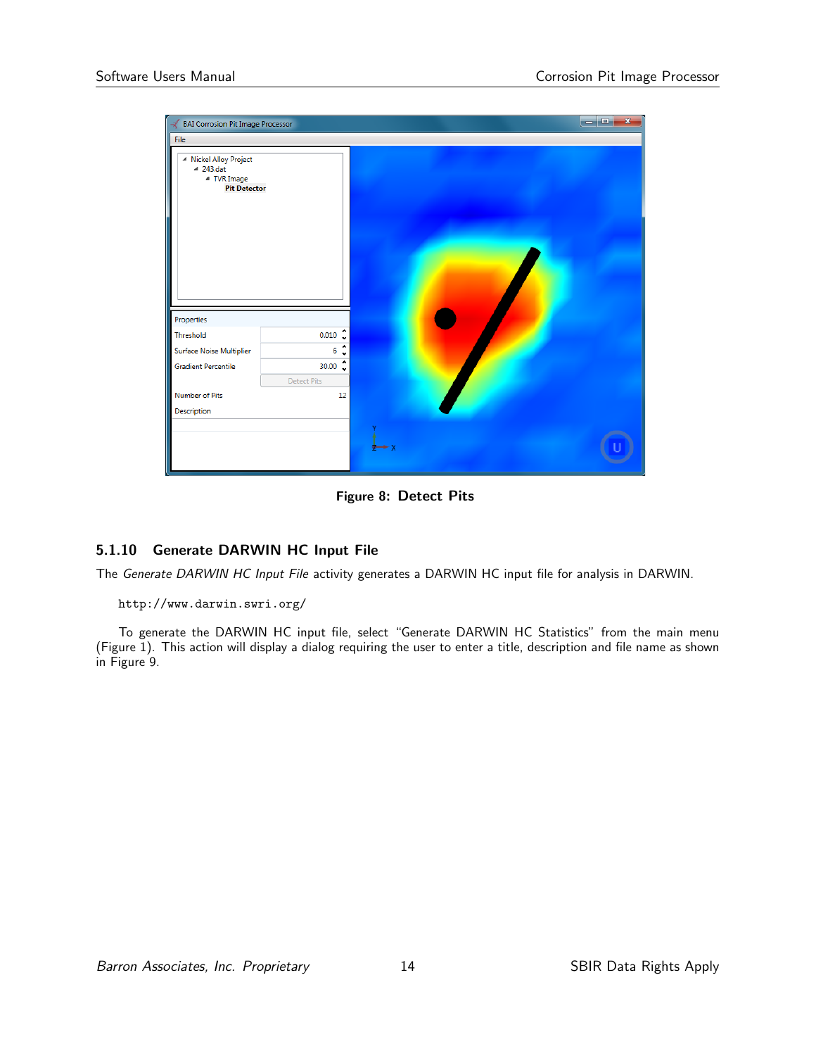Figure 8: Detect Pits

### 5.1.10 Generate DARWIN HC Input File

The *Generate DARWIN HC Input File* activity generates a DARWIN HC input file for analysis in DARWIN.

```
http://www.darwin.swri.org/
```

To generate the DARWIN HC input file, select "Generate DARWIN HC Statistics" from the main menu (Figure 1). This action will display a dialog requiring the user to enter a title, description and file name as shown in Figure 9.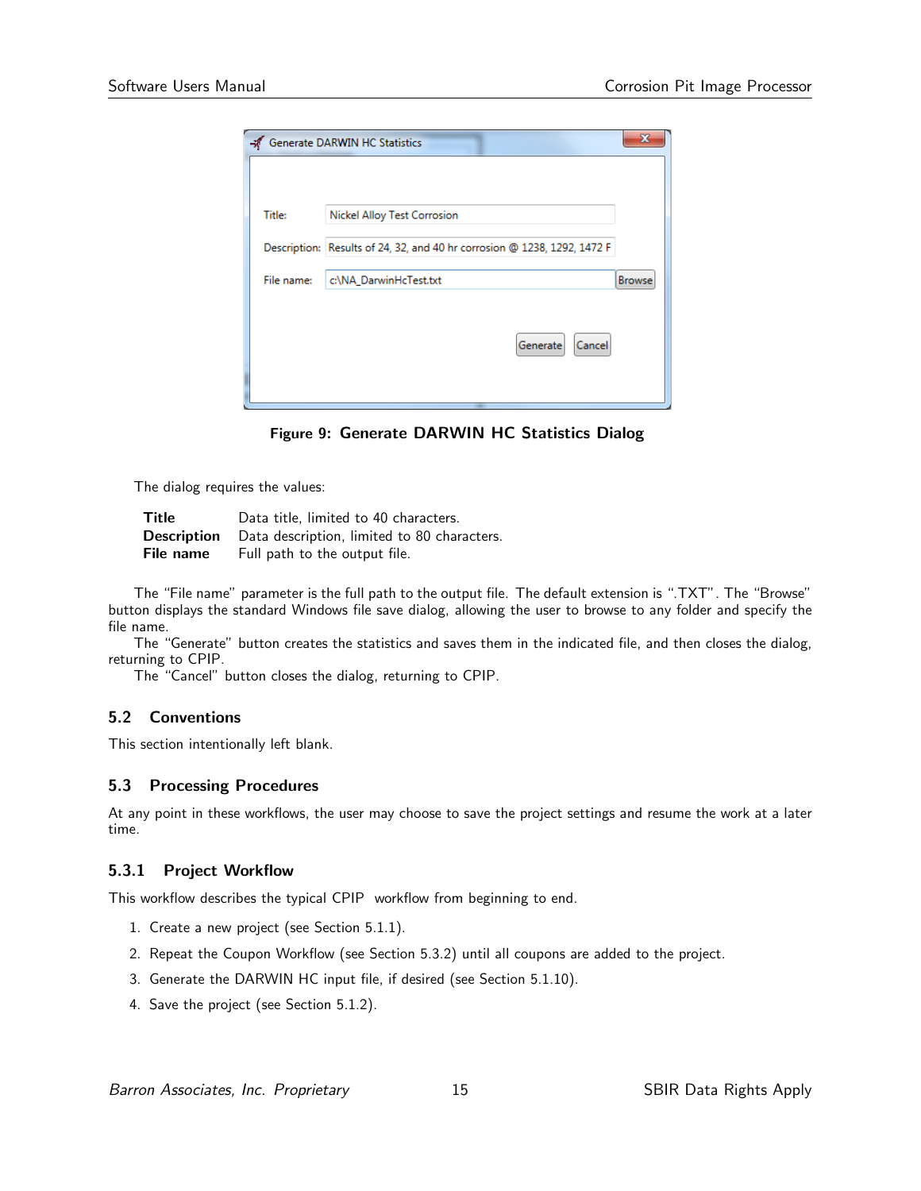**Figure 9: Generate DARWIN HC Statistics Dialog**

The dialog requires the values:

| | |
|---|---|
| **Title** | Data title, limited to 40 characters. |
| **Description** | Data description, limited to 80 characters. |
| **File name** | Full path to the output file. |

The "File name" parameter is the full path to the output file. The default extension is ".TXT". The "Browse" button displays the standard Windows file save dialog, allowing the user to browse to any folder and specify the file name.

The "Generate" button creates the statistics and saves them in the indicated file, and then closes the dialog, returning to CPIP.

The "Cancel" button closes the dialog, returning to CPIP.

## 5.2 Conventions

This section intentionally left blank.

## 5.3 Processing Procedures

At any point in these workflows, the user may choose to save the project settings and resume the work at a later time.

### 5.3.1 Project Workflow

This workflow describes the typical CPIP workflow from beginning to end.

1. Create a new project (see Section 5.1.1).
2. Repeat the Coupon Workflow (see Section 5.3.2) until all coupons are added to the project.
3. Generate the DARWIN HC input file, if desired (see Section 5.1.10).
4. Save the project (see Section 5.1.2).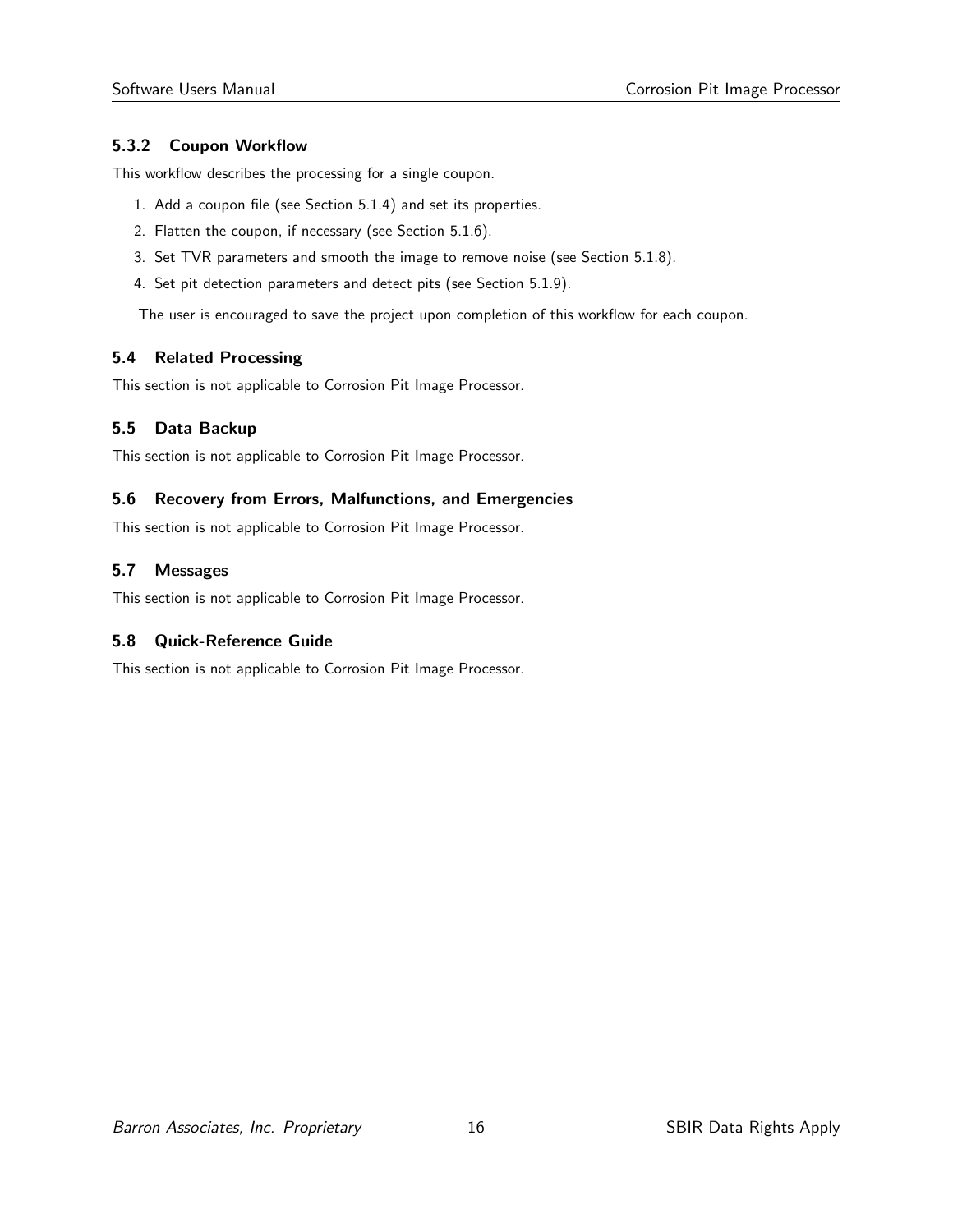### 5.3.2 Coupon Workflow

This workflow describes the processing for a single coupon.

1. Add a coupon file (see Section 5.1.4) and set its properties.
2. Flatten the coupon, if necessary (see Section 5.1.6).
3. Set TVR parameters and smooth the image to remove noise (see Section 5.1.8).
4. Set pit detection parameters and detect pits (see Section 5.1.9).

The user is encouraged to save the project upon completion of this workflow for each coupon.

## 5.4 Related Processing

This section is not applicable to Corrosion Pit Image Processor.

## 5.5 Data Backup

This section is not applicable to Corrosion Pit Image Processor.

## 5.6 Recovery from Errors, Malfunctions, and Emergencies

This section is not applicable to Corrosion Pit Image Processor.

## 5.7 Messages

This section is not applicable to Corrosion Pit Image Processor.

## 5.8 Quick-Reference Guide

This section is not applicable to Corrosion Pit Image Processor.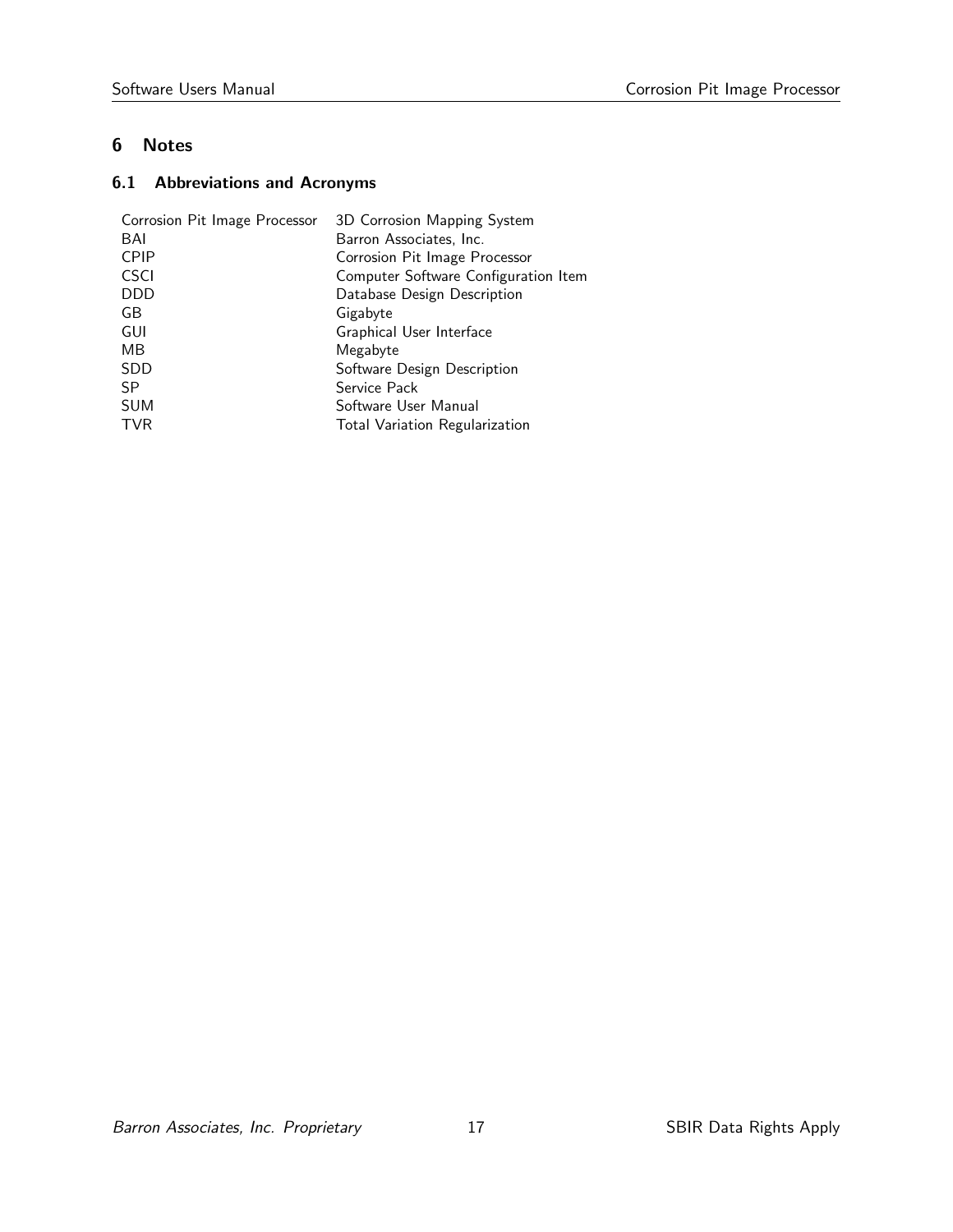# 6 Notes

## 6.1 Abbreviations and Acronyms

| | |
|---|---|
| Corrosion Pit Image Processor | 3D Corrosion Mapping System |
| BAI | Barron Associates, Inc. |
| CPIP | Corrosion Pit Image Processor |
| CSCI | Computer Software Configuration Item |
| DDD | Database Design Description |
| GB | Gigabyte |
| GUI | Graphical User Interface |
| MB | Megabyte |
| SDD | Software Design Description |
| SP | Service Pack |
| SUM | Software User Manual |
| TVR | Total Variation Regularization |